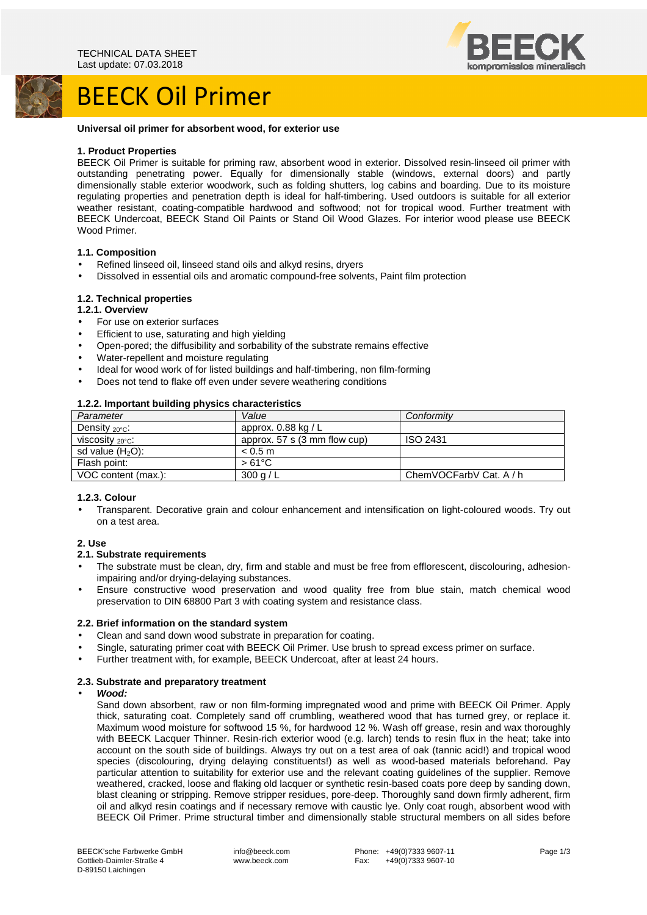TECHNICAL DATA SHEET
Last update: 07.03.2018

# BEECK Oil Primer

**Universal oil primer for absorbent wood, for exterior use**

## 1. Product Properties

BEECK Oil Primer is suitable for priming raw, absorbent wood in exterior. Dissolved resin-linseed oil primer with outstanding penetrating power. Equally for dimensionally stable (windows, external doors) and partly dimensionally stable exterior woodwork, such as folding shutters, log cabins and boarding. Due to its moisture regulating properties and penetration depth is ideal for half-timbering. Used outdoors is suitable for all exterior weather resistant, coating-compatible hardwood and softwood; not for tropical wood. Further treatment with BEECK Undercoat, BEECK Stand Oil Paints or Stand Oil Wood Glazes. For interior wood please use BEECK Wood Primer.

### 1.1. Composition

- Refined linseed oil, linseed stand oils and alkyd resins, dryers
- Dissolved in essential oils and aromatic compound-free solvents, Paint film protection

### 1.2. Technical properties

#### 1.2.1. Overview

- For use on exterior surfaces
- Efficient to use, saturating and high yielding
- Open-pored; the diffusibility and sorbability of the substrate remains effective
- Water-repellent and moisture regulating
- Ideal for wood work of for listed buildings and half-timbering, non film-forming
- Does not tend to flake off even under severe weathering conditions

#### 1.2.2. Important building physics characteristics

| *Parameter* | *Value* | *Conformity* |
|---|---|---|
| Density $_{20°C}$: | approx. 0.88 kg / L | |
| viscosity $_{20°C}$: | approx. 57 s (3 mm flow cup) | ISO 2431 |
| sd value ($H_2O$): | < 0.5 m | |
| Flash point: | > 61°C | |
| VOC content (max.): | 300 g / L | ChemVOCFarbV Cat. A / h |

#### 1.2.3. Colour

- Transparent. Decorative grain and colour enhancement and intensification on light-coloured woods. Try out on a test area.

## 2. Use

### 2.1. Substrate requirements

- The substrate must be clean, dry, firm and stable and must be free from efflorescent, discolouring, adhesion-impairing and/or drying-delaying substances.
- Ensure constructive wood preservation and wood quality free from blue stain, match chemical wood preservation to DIN 68800 Part 3 with coating system and resistance class.

### 2.2. Brief information on the standard system

- Clean and sand down wood substrate in preparation for coating.
- Single, saturating primer coat with BEECK Oil Primer. Use brush to spread excess primer on surface.
- Further treatment with, for example, BEECK Undercoat, after at least 24 hours.

### 2.3. Substrate and preparatory treatment

- ***Wood:***

  Sand down absorbent, raw or non film-forming impregnated wood and prime with BEECK Oil Primer. Apply thick, saturating coat. Completely sand off crumbling, weathered wood that has turned grey, or replace it. Maximum wood moisture for softwood 15 %, for hardwood 12 %. Wash off grease, resin and wax thoroughly with BEECK Lacquer Thinner. Resin-rich exterior wood (e.g. larch) tends to resin flux in the heat; take into account on the south side of buildings. Always try out on a test area of oak (tannic acid!) and tropical wood species (discolouring, drying delaying constituents!) as well as wood-based materials beforehand. Pay particular attention to suitability for exterior use and the relevant coating guidelines of the supplier. Remove weathered, cracked, loose and flaking old lacquer or synthetic resin-based coats pore deep by sanding down, blast cleaning or stripping. Remove stripper residues, pore-deep. Thoroughly sand down firmly adherent, firm oil and alkyd resin coatings and if necessary remove with caustic lye. Only coat rough, absorbent wood with BEECK Oil Primer. Prime structural timber and dimensionally stable structural members on all sides before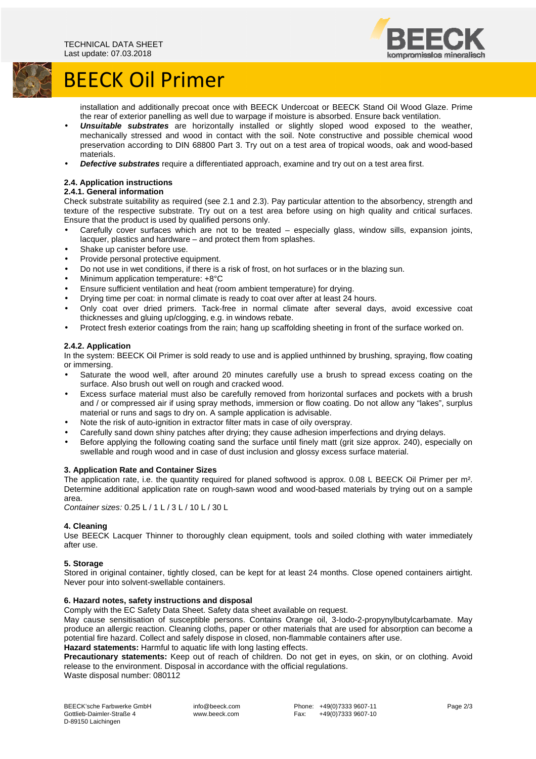installation and additionally precoat once with BEECK Undercoat or BEECK Stand Oil Wood Glaze. Prime the rear of exterior panelling as well due to warpage if moisture is absorbed. Ensure back ventilation.

- ***Unsuitable substrates*** are horizontally installed or slightly sloped wood exposed to the weather, mechanically stressed and wood in contact with the soil. Note constructive and possible chemical wood preservation according to DIN 68800 Part 3. Try out on a test area of tropical woods, oak and wood-based materials.
- ***Defective substrates*** require a differentiated approach, examine and try out on a test area first.

### 2.4. Application instructions

#### 2.4.1. General information

Check substrate suitability as required (see 2.1 and 2.3). Pay particular attention to the absorbency, strength and texture of the respective substrate. Try out on a test area before using on high quality and critical surfaces. Ensure that the product is used by qualified persons only.

- Carefully cover surfaces which are not to be treated – especially glass, window sills, expansion joints, lacquer, plastics and hardware – and protect them from splashes.
- Shake up canister before use.
- Provide personal protective equipment.
- Do not use in wet conditions, if there is a risk of frost, on hot surfaces or in the blazing sun.
- Minimum application temperature: +8°C
- Ensure sufficient ventilation and heat (room ambient temperature) for drying.
- Drying time per coat: in normal climate is ready to coat over after at least 24 hours.
- Only coat over dried primers. Tack-free in normal climate after several days, avoid excessive coat thicknesses and gluing up/clogging, e.g. in windows rebate.
- Protect fresh exterior coatings from the rain; hang up scaffolding sheeting in front of the surface worked on.

#### 2.4.2. Application

In the system: BEECK Oil Primer is sold ready to use and is applied unthinned by brushing, spraying, flow coating or immersing.

- Saturate the wood well, after around 20 minutes carefully use a brush to spread excess coating on the surface. Also brush out well on rough and cracked wood.
- Excess surface material must also be carefully removed from horizontal surfaces and pockets with a brush and / or compressed air if using spray methods, immersion or flow coating. Do not allow any "lakes", surplus material or runs and sags to dry on. A sample application is advisable.
- Note the risk of auto-ignition in extractor filter mats in case of oily overspray.
- Carefully sand down shiny patches after drying; they cause adhesion imperfections and drying delays.
- Before applying the following coating sand the surface until finely matt (grit size approx. 240), especially on swellable and rough wood and in case of dust inclusion and glossy excess surface material.

### 3. Application Rate and Container Sizes

The application rate, i.e. the quantity required for planed softwood is approx. 0.08 L BEECK Oil Primer per m². Determine additional application rate on rough-sawn wood and wood-based materials by trying out on a sample area.

*Container sizes:* 0.25 L / 1 L / 3 L / 10 L / 30 L

### 4. Cleaning

Use BEECK Lacquer Thinner to thoroughly clean equipment, tools and soiled clothing with water immediately after use.

### 5. Storage

Stored in original container, tightly closed, can be kept for at least 24 months. Close opened containers airtight. Never pour into solvent-swellable containers.

### 6. Hazard notes, safety instructions and disposal

Comply with the EC Safety Data Sheet. Safety data sheet available on request.

May cause sensitisation of susceptible persons. Contains Orange oil, 3-Iodo-2-propynylbutylcarbamate. May produce an allergic reaction. Cleaning cloths, paper or other materials that are used for absorption can become a potential fire hazard. Collect and safely dispose in closed, non-flammable containers after use.

**Hazard statements:** Harmful to aquatic life with long lasting effects.

**Precautionary statements:** Keep out of reach of children. Do not get in eyes, on skin, or on clothing. Avoid release to the environment. Disposal in accordance with the official regulations.

Waste disposal number: 080112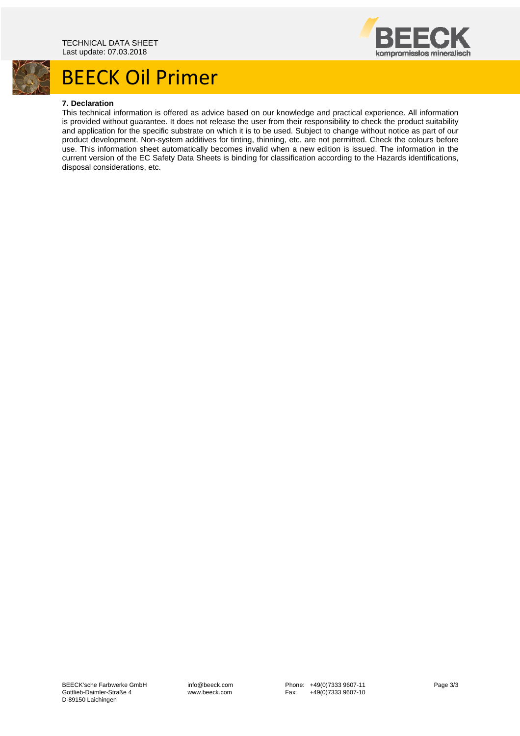### 7. Declaration

This technical information is offered as advice based on our knowledge and practical experience. All information is provided without guarantee. It does not release the user from their responsibility to check the product suitability and application for the specific substrate on which it is to be used. Subject to change without notice as part of our product development. Non-system additives for tinting, thinning, etc. are not permitted. Check the colours before use. This information sheet automatically becomes invalid when a new edition is issued. The information in the current version of the EC Safety Data Sheets is binding for classification according to the Hazards identifications, disposal considerations, etc.